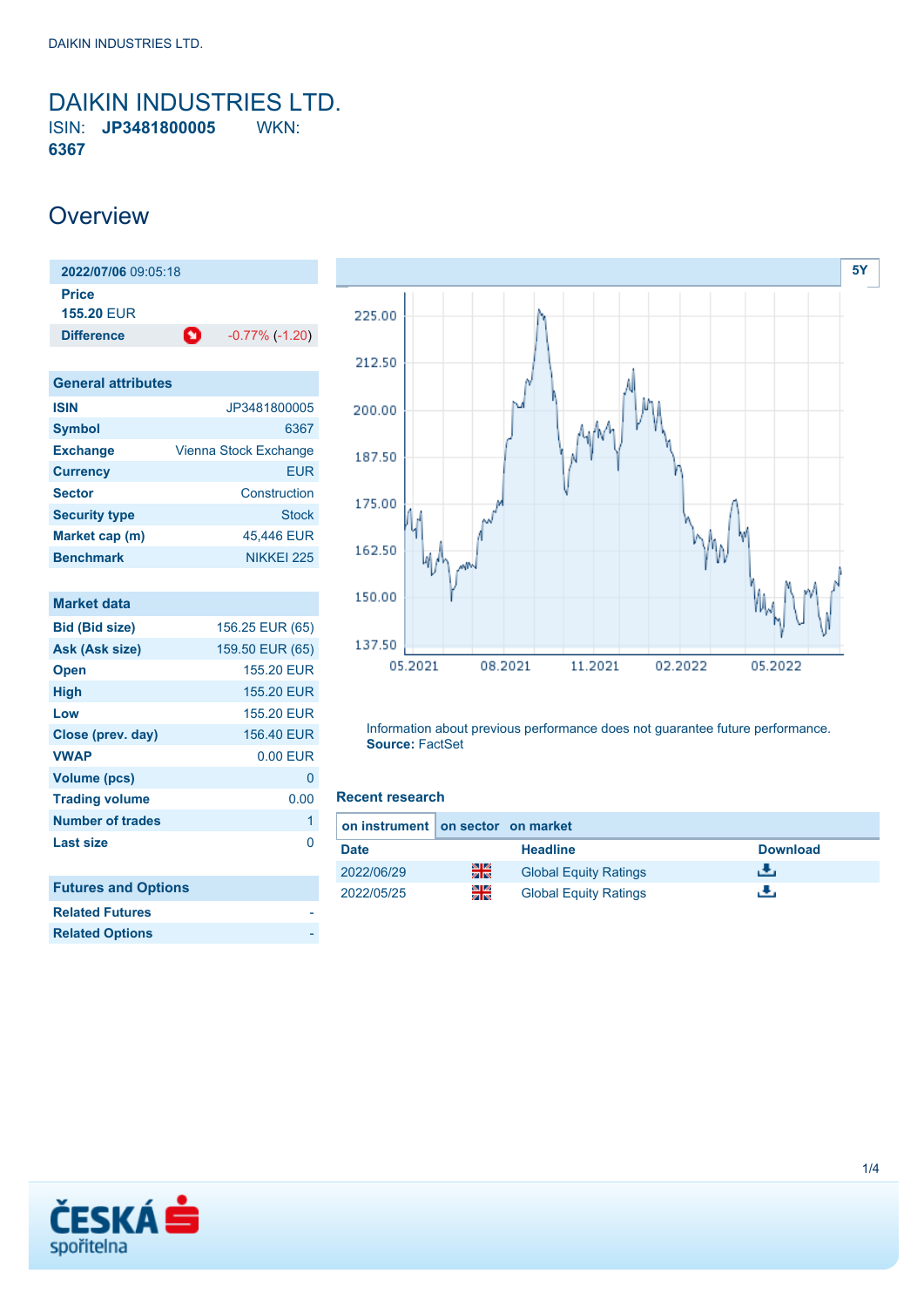# DAIKIN INDUSTRIES LTD.

ISIN: **JP3481800005** WKN: **6367**

## Overview

| **2022/07/06** 09:05:18 | |
|---|---|
| **Price** | |
| **155.20** EUR | |
| **Difference** | -0.77% (-1.20) |

| General attributes | |
|---|---|
| **ISIN** | JP3481800005 |
| **Symbol** | 6367 |
| **Exchange** | Vienna Stock Exchange |
| **Currency** | EUR |
| **Sector** | Construction |
| **Security type** | Stock |
| **Market cap (m)** | 45,446 EUR |
| **Benchmark** | NIKKEI 225 |

| Market data | |
|---|---|
| **Bid (Bid size)** | 156.25 EUR (65) |
| **Ask (Ask size)** | 159.50 EUR (65) |
| **Open** | 155.20 EUR |
| **High** | 155.20 EUR |
| **Low** | 155.20 EUR |
| **Close (prev. day)** | 156.40 EUR |
| **VWAP** | 0.00 EUR |
| **Volume (pcs)** | 0 |
| **Trading volume** | 0.00 |
| **Number of trades** | 1 |
| **Last size** | 0 |

| Futures and Options | |
|---|---|
| **Related Futures** | - |
| **Related Options** | - |

Information about previous performance does not guarantee future performance.
**Source:** FactSet

### Recent research

**on instrument** | **on sector** | **on market**

| Date | Headline | Download |
|---|---|---|
| 2022/06/29 | Global Equity Ratings | |
| 2022/05/25 | Global Equity Ratings | |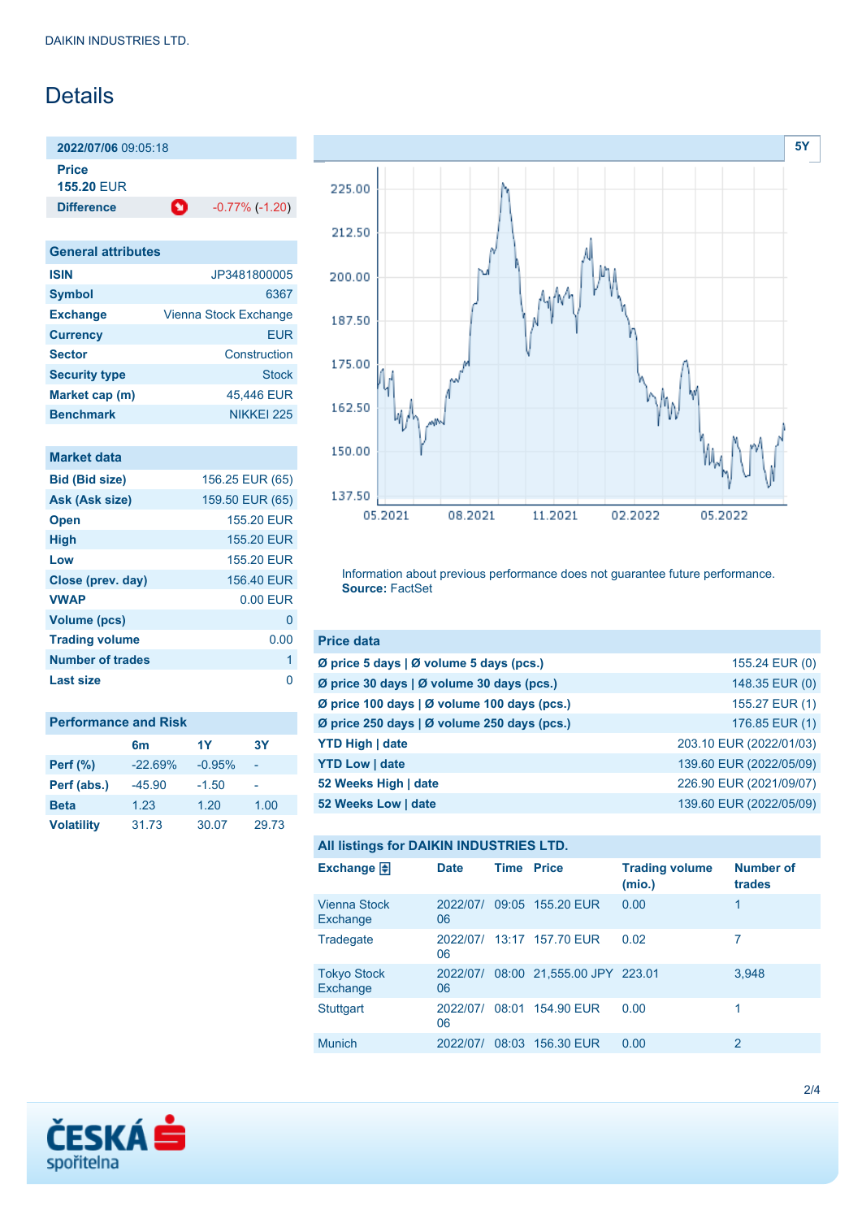# Details

| **2022/07/06** 09:05:18 | |
|---|---|
| **Price** | |
| **155.20** EUR | |
| **Difference** | -0.77% (-1.20) |

| General attributes | |
|---|---|
| **ISIN** | JP3481800005 |
| **Symbol** | 6367 |
| **Exchange** | Vienna Stock Exchange |
| **Currency** | EUR |
| **Sector** | Construction |
| **Security type** | Stock |
| **Market cap (m)** | 45,446 EUR |
| **Benchmark** | NIKKEI 225 |

| Market data | |
|---|---|
| **Bid (Bid size)** | 156.25 EUR (65) |
| **Ask (Ask size)** | 159.50 EUR (65) |
| **Open** | 155.20 EUR |
| **High** | 155.20 EUR |
| **Low** | 155.20 EUR |
| **Close (prev. day)** | 156.40 EUR |
| **VWAP** | 0.00 EUR |
| **Volume (pcs)** | 0 |
| **Trading volume** | 0.00 |
| **Number of trades** | 1 |
| **Last size** | 0 |

## Performance and Risk

| | 6m | 1Y | 3Y |
|---|---|---|---|
| **Perf (%)** | -22.69% | -0.95% | - |
| **Perf (abs.)** | -45.90 | -1.50 | - |
| **Beta** | 1.23 | 1.20 | 1.00 |
| **Volatility** | 31.73 | 30.07 | 29.73 |

Information about previous performance does not guarantee future performance.
**Source:** FactSet

| Price data | |
|---|---|
| **Ø price 5 days \| Ø volume 5 days (pcs.)** | 155.24 EUR (0) |
| **Ø price 30 days \| Ø volume 30 days (pcs.)** | 148.35 EUR (0) |
| **Ø price 100 days \| Ø volume 100 days (pcs.)** | 155.27 EUR (1) |
| **Ø price 250 days \| Ø volume 250 days (pcs.)** | 176.85 EUR (1) |
| **YTD High \| date** | 203.10 EUR (2022/01/03) |
| **YTD Low \| date** | 139.60 EUR (2022/05/09) |
| **52 Weeks High \| date** | 226.90 EUR (2021/09/07) |
| **52 Weeks Low \| date** | 139.60 EUR (2022/05/09) |

## All listings for DAIKIN INDUSTRIES LTD.

| Exchange | Date | Time | Price | Trading volume (mio.) | Number of trades |
|---|---|---|---|---|---|
| Vienna Stock Exchange | 2022/07/06 | 09:05 | 155.20 EUR | 0.00 | 1 |
| Tradegate | 2022/07/06 | 13:17 | 157.70 EUR | 0.02 | 7 |
| Tokyo Stock Exchange | 2022/07/06 | 08:00 | 21,555.00 JPY | 223.01 | 3,948 |
| Stuttgart | 2022/07/06 | 08:01 | 154.90 EUR | 0.00 | 1 |
| Munich | 2022/07/ | 08:03 | 156.30 EUR | 0.00 | 2 |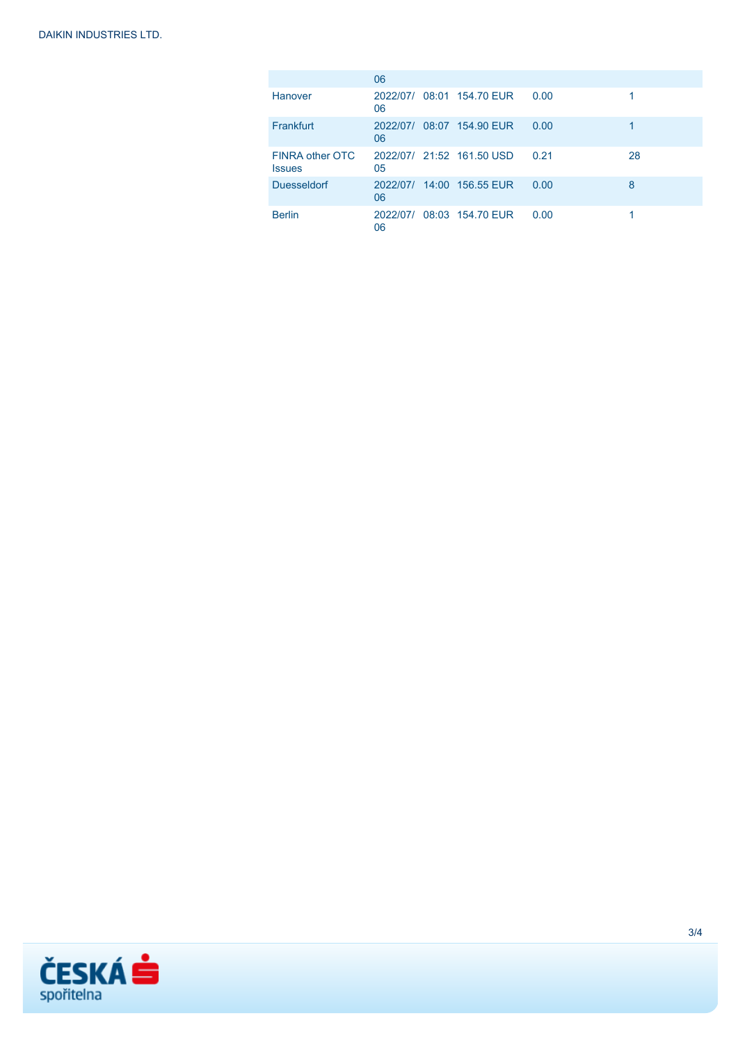| | | | | | |
|---|---|---|---|---|---|
| | 06 | | | | |
| Hanover | 2022/07/06 | 08:01 | 154.70 EUR | 0.00 | 1 |
| Frankfurt | 2022/07/06 | 08:07 | 154.90 EUR | 0.00 | 1 |
| FINRA other OTC Issues | 2022/07/05 | 21:52 | 161.50 USD | 0.21 | 28 |
| Duesseldorf | 2022/07/06 | 14:00 | 156.55 EUR | 0.00 | 8 |
| Berlin | 2022/07/06 | 08:03 | 154.70 EUR | 0.00 | 1 |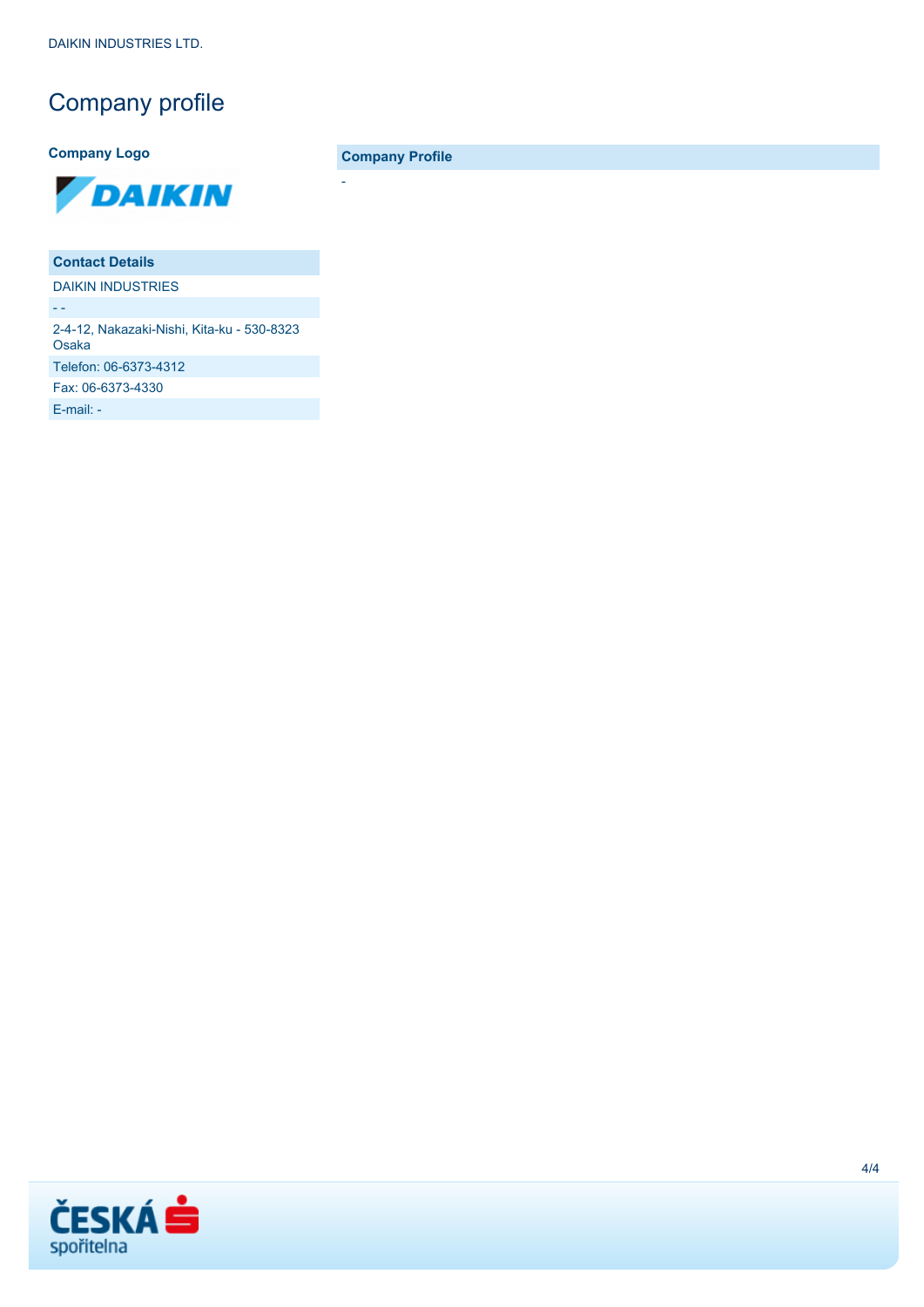# Company profile

**Company Logo**

**Company Profile**

-

**Contact Details**

DAIKIN INDUSTRIES

- -

2-4-12, Nakazaki-Nishi, Kita-ku - 530-8323 Osaka

Telefon: 06-6373-4312

Fax: 06-6373-4330

E-mail: -